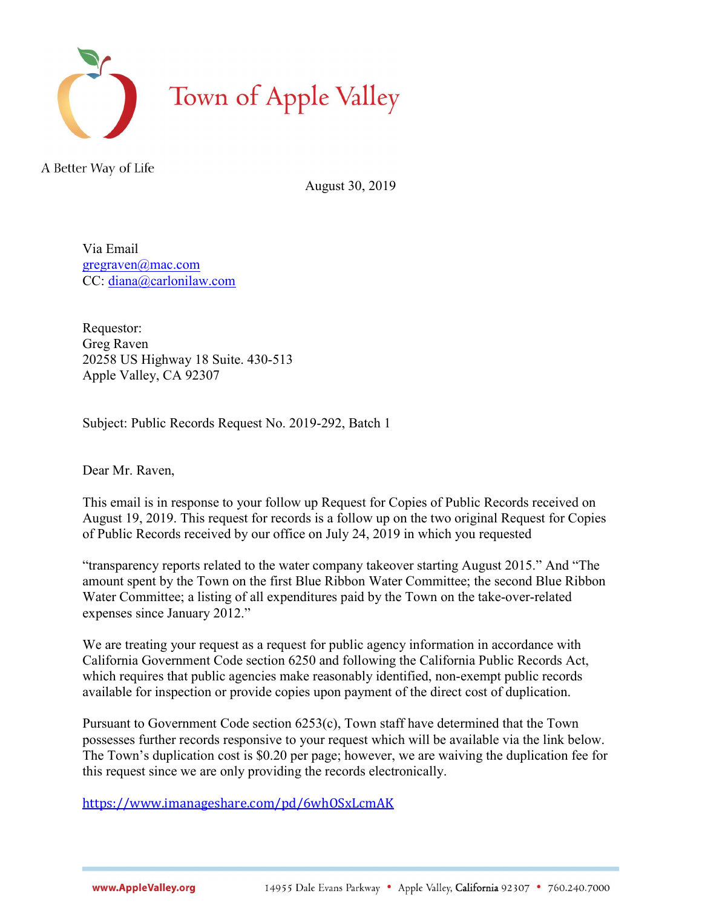# Town of Apple Valley

A Better Way of Life

August 30, 2019

Via Email
gregraven@mac.com
CC: diana@carlonilaw.com

Requestor:
Greg Raven
20258 US Highway 18 Suite. 430-513
Apple Valley, CA 92307

Subject: Public Records Request No. 2019-292, Batch 1

Dear Mr. Raven,

This email is in response to your follow up Request for Copies of Public Records received on August 19, 2019. This request for records is a follow up on the two original Request for Copies of Public Records received by our office on July 24, 2019 in which you requested

"transparency reports related to the water company takeover starting August 2015." And "The amount spent by the Town on the first Blue Ribbon Water Committee; the second Blue Ribbon Water Committee; a listing of all expenditures paid by the Town on the take-over-related expenses since January 2012."

We are treating your request as a request for public agency information in accordance with California Government Code section 6250 and following the California Public Records Act, which requires that public agencies make reasonably identified, non-exempt public records available for inspection or provide copies upon payment of the direct cost of duplication.

Pursuant to Government Code section 6253(c), Town staff have determined that the Town possesses further records responsive to your request which will be available via the link below. The Town's duplication cost is $0.20 per page; however, we are waiving the duplication fee for this request since we are only providing the records electronically.

https://www.imanageshare.com/pd/6wh0SxLcmAK

www.AppleValley.org 14955 Dale Evans Parkway • Apple Valley, California 92307 • 760.240.7000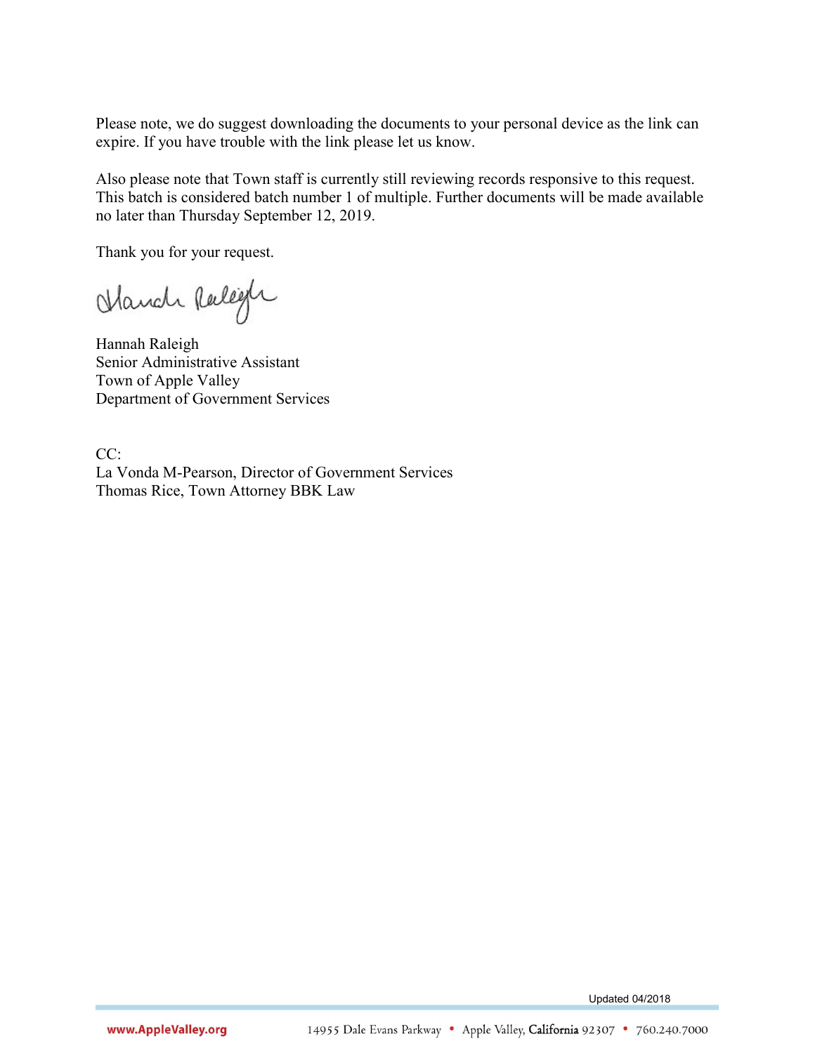Please note, we do suggest downloading the documents to your personal device as the link can expire. If you have trouble with the link please let us know.

Also please note that Town staff is currently still reviewing records responsive to this request. This batch is considered batch number 1 of multiple. Further documents will be made available no later than Thursday September 12, 2019.

Thank you for your request.

Hannah Raleigh
Senior Administrative Assistant
Town of Apple Valley
Department of Government Services

CC:
La Vonda M-Pearson, Director of Government Services
Thomas Rice, Town Attorney BBK Law